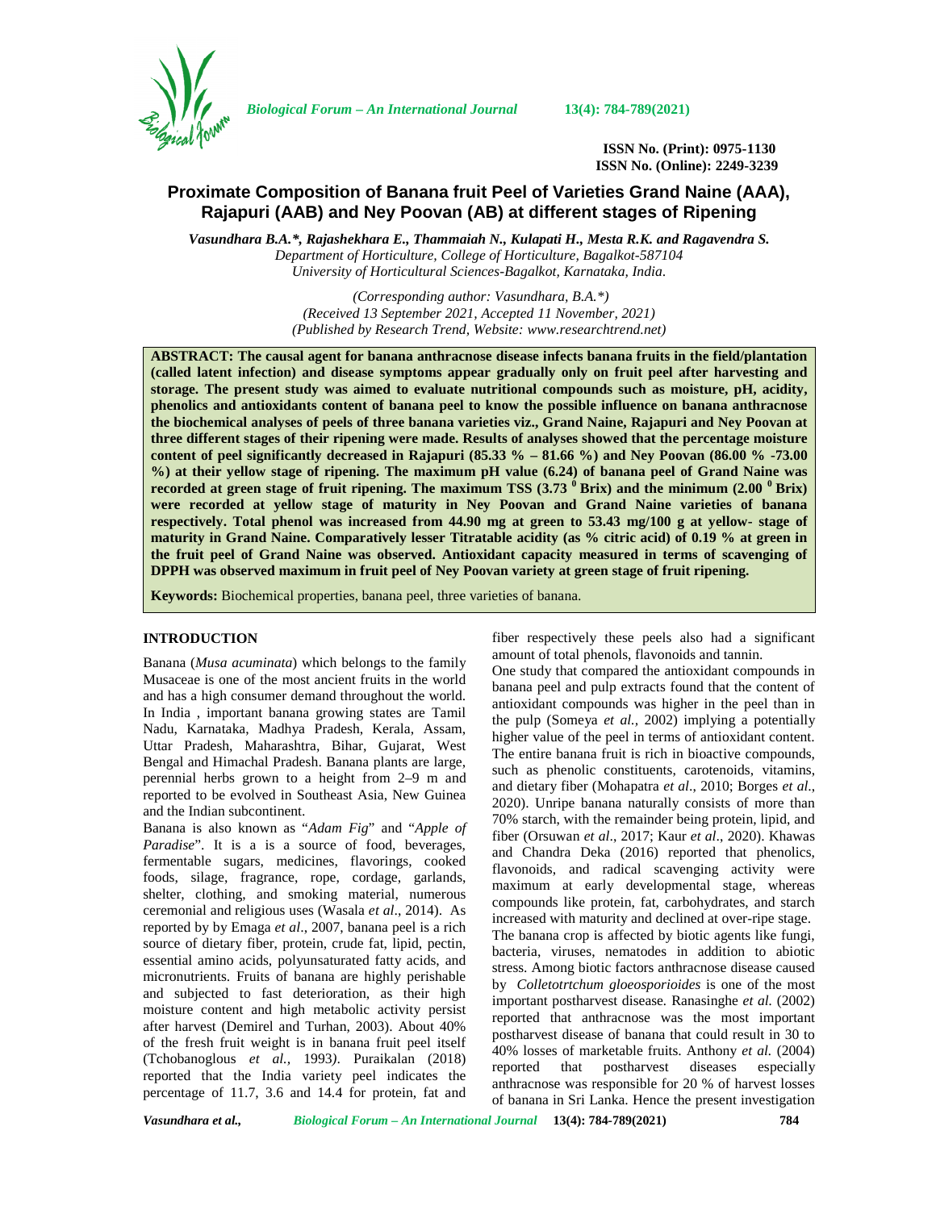ISSN No. (Print): 0975-1130
ISSN No. (Online): 2249-3239

# Proximate Composition of Banana fruit Peel of Varieties Grand Naine (AAA), Rajapuri (AAB) and Ney Poovan (AB) at different stages of Ripening

***Vasundhara B.A.\*, Rajashekhara E., Thammaiah N., Kulapati H., Mesta R.K. and Ragavendra S.***

*Department of Horticulture, College of Horticulture, Bagalkot-587104*
*University of Horticultural Sciences-Bagalkot, Karnataka, India.*

*(Corresponding author: Vasundhara, B.A.\*)*
*(Received 13 September 2021, Accepted 11 November, 2021)*
*(Published by Research Trend, Website: www.researchtrend.net)*

**ABSTRACT: The causal agent for banana anthracnose disease infects banana fruits in the field/plantation (called latent infection) and disease symptoms appear gradually only on fruit peel after harvesting and storage. The present study was aimed to evaluate nutritional compounds such as moisture, pH, acidity, phenolics and antioxidants content of banana peel to know the possible influence on banana anthracnose the biochemical analyses of peels of three banana varieties viz., Grand Naine, Rajapuri and Ney Poovan at three different stages of their ripening were made. Results of analyses showed that the percentage moisture content of peel significantly decreased in Rajapuri (85.33 % – 81.66 %) and Ney Poovan (86.00 % -73.00 %) at their yellow stage of ripening. The maximum pH value (6.24) of banana peel of Grand Naine was recorded at green stage of fruit ripening. The maximum TSS (3.73 $^0$ Brix) and the minimum (2.00 $^0$ Brix) were recorded at yellow stage of maturity in Ney Poovan and Grand Naine varieties of banana respectively. Total phenol was increased from 44.90 mg at green to 53.43 mg/100 g at yellow- stage of maturity in Grand Naine. Comparatively lesser Titratable acidity (as % citric acid) of 0.19 % at green in the fruit peel of Grand Naine was observed. Antioxidant capacity measured in terms of scavenging of DPPH was observed maximum in fruit peel of Ney Poovan variety at green stage of fruit ripening.**

**Keywords:** Biochemical properties, banana peel, three varieties of banana.

## INTRODUCTION

Banana (*Musa acuminata*) which belongs to the family Musaceae is one of the most ancient fruits in the world and has a high consumer demand throughout the world. In India , important banana growing states are Tamil Nadu, Karnataka, Madhya Pradesh, Kerala, Assam, Uttar Pradesh, Maharashtra, Bihar, Gujarat, West Bengal and Himachal Pradesh. Banana plants are large, perennial herbs grown to a height from 2–9 m and reported to be evolved in Southeast Asia, New Guinea and the Indian subcontinent.

Banana is also known as "*Adam Fig*" and "*Apple of Paradise*". It is a is a source of food, beverages, fermentable sugars, medicines, flavorings, cooked foods, silage, fragrance, rope, cordage, garlands, shelter, clothing, and smoking material, numerous ceremonial and religious uses (Wasala *et al*., 2014). As reported by by Emaga *et al*., 2007, banana peel is a rich source of dietary fiber, protein, crude fat, lipid, pectin, essential amino acids, polyunsaturated fatty acids, and micronutrients. Fruits of banana are highly perishable and subjected to fast deterioration, as their high moisture content and high metabolic activity persist after harvest (Demirel and Turhan, 2003). About 40% of the fresh fruit weight is in banana fruit peel itself (Tchobanoglous *et al.,* 1993*)*. Puraikalan (2018) reported that the India variety peel indicates the percentage of 11.7, 3.6 and 14.4 for protein, fat and fiber respectively these peels also had a significant amount of total phenols, flavonoids and tannin.

One study that compared the antioxidant compounds in banana peel and pulp extracts found that the content of antioxidant compounds was higher in the peel than in the pulp (Someya *et al.,* 2002) implying a potentially higher value of the peel in terms of antioxidant content. The entire banana fruit is rich in bioactive compounds, such as phenolic constituents, carotenoids, vitamins, and dietary fiber (Mohapatra *et al*., 2010; Borges *et al*., 2020). Unripe banana naturally consists of more than 70% starch, with the remainder being protein, lipid, and fiber (Orsuwan *et al*., 2017; Kaur *et al*., 2020). Khawas and Chandra Deka (2016) reported that phenolics, flavonoids, and radical scavenging activity were maximum at early developmental stage, whereas compounds like protein, fat, carbohydrates, and starch increased with maturity and declined at over-ripe stage.

The banana crop is affected by biotic agents like fungi, bacteria, viruses, nematodes in addition to abiotic stress. Among biotic factors anthracnose disease caused by *Colletotrtchum gloeosporioides* is one of the most important postharvest disease. Ranasinghe *et al.* (2002) reported that anthracnose was the most important postharvest disease of banana that could result in 30 to 40% losses of marketable fruits. Anthony *et al.* (2004) reported that postharvest diseases especially anthracnose was responsible for 20 % of harvest losses of banana in Sri Lanka. Hence the present investigation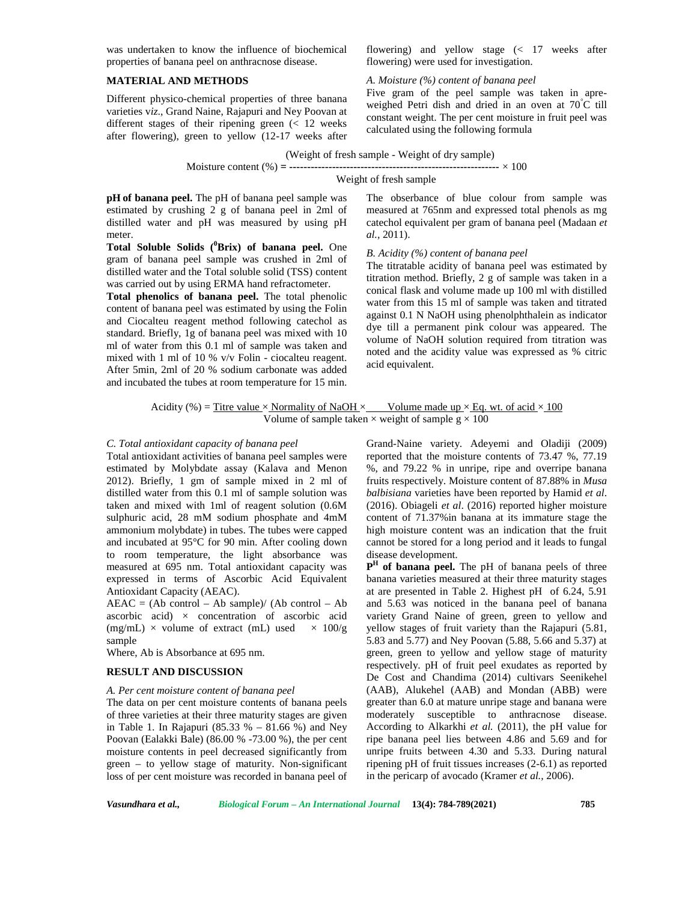was undertaken to know the influence of biochemical properties of banana peel on anthracnose disease.

## MATERIAL AND METHODS

Different physico-chemical properties of three banana varieties v*iz*., Grand Naine, Rajapuri and Ney Poovan at different stages of their ripening green (< 12 weeks after flowering), green to yellow (12-17 weeks after flowering) and yellow stage (< 17 weeks after flowering) were used for investigation.

### *A. Moisture (%) content of banana peel*

Five gram of the peel sample was taken in apre-weighed Petri dish and dried in an oven at 70°C till constant weight. The per cent moisture in fruit peel was calculated using the following formula

$$\text{Moisture content (\%)} = \frac{\text{(Weight of fresh sample - Weight of dry sample)}}{\text{Weight of fresh sample}} \times 100$$

**pH of banana peel.** The pH of banana peel sample was estimated by crushing 2 g of banana peel in 2ml of distilled water and pH was measured by using pH meter.

**Total Soluble Solids ($^0$Brix) of banana peel.** One gram of banana peel sample was crushed in 2ml of distilled water and the Total soluble solid (TSS) content was carried out by using ERMA hand refractometer.

**Total phenolics of banana peel.** The total phenolic content of banana peel was estimated by using the Folin and Ciocalteu reagent method following catechol as standard. Briefly, 1g of banana peel was mixed with 10 ml of water from this 0.1 ml of sample was taken and mixed with 1 ml of 10 % v/v Folin - ciocalteu reagent. After 5min, 2ml of 20 % sodium carbonate was added and incubated the tubes at room temperature for 15 min. The obserbance of blue colour from sample was measured at 765nm and expressed total phenols as mg catechol equivalent per gram of banana peel (Madaan *et al.,* 2011).

### *B. Acidity (%) content of banana peel*

The titratable acidity of banana peel was estimated by titration method. Briefly, 2 g of sample was taken in a conical flask and volume made up 100 ml with distilled water from this 15 ml of sample was taken and titrated against 0.1 N NaOH using phenolphthalein as indicator dye till a permanent pink colour was appeared. The volume of NaOH solution required from titration was noted and the acidity value was expressed as % citric acid equivalent.

$$\text{Acidity (\%)} = \frac{\text{Titre value} \times \text{Normality of NaOH} \times \text{Volume made up} \times \text{Eq. wt. of acid} \times 100}{\text{Volume of sample taken} \times \text{weight of sample g} \times 100}$$

### *C. Total antioxidant capacity of banana peel*

Total antioxidant activities of banana peel samples were estimated by Molybdate assay (Kalava and Menon 2012). Briefly, 1 gm of sample mixed in 2 ml of distilled water from this 0.1 ml of sample solution was taken and mixed with 1ml of reagent solution (0.6M sulphuric acid, 28 mM sodium phosphate and 4mM ammonium molybdate) in tubes. The tubes were capped and incubated at 95°C for 90 min. After cooling down to room temperature, the light absorbance was measured at 695 nm. Total antioxidant capacity was expressed in terms of Ascorbic Acid Equivalent Antioxidant Capacity (AEAC).

AEAC = (Ab control – Ab sample)/ (Ab control – Ab ascorbic acid) × concentration of ascorbic acid (mg/mL) × volume of extract (mL) used × 100/g sample

Where, Ab is Absorbance at 695 nm.

## RESULT AND DISCUSSION

### *A. Per cent moisture content of banana peel*

The data on per cent moisture contents of banana peels of three varieties at their three maturity stages are given in Table 1. In Rajapuri (85.33 % – 81.66 %) and Ney Poovan (Ealakki Bale) (86.00 % -73.00 %), the per cent moisture contents in peel decreased significantly from green – to yellow stage of maturity. Non-significant loss of per cent moisture was recorded in banana peel of Grand-Naine variety. Adeyemi and Oladiji (2009) reported that the moisture contents of 73.47 %, 77.19 %, and 79.22 % in unripe, ripe and overripe banana fruits respectively. Moisture content of 87.88% in *Musa balbisiana* varieties have been reported by Hamid *et al*. (2016). Obiageli *et al*. (2016) reported higher moisture content of 71.37%in banana at its immature stage the high moisture content was an indication that the fruit cannot be stored for a long period and it leads to fungal disease development.

**P$^H$ of banana peel.** The pH of banana peels of three banana varieties measured at their three maturity stages at are presented in Table 2. Highest pH of 6.24, 5.91 and 5.63 was noticed in the banana peel of banana variety Grand Naine of green, green to yellow and yellow stages of fruit variety than the Rajapuri (5.81, 5.83 and 5.77) and Ney Poovan (5.88, 5.66 and 5.37) at green, green to yellow and yellow stage of maturity respectively. pH of fruit peel exudates as reported by De Cost and Chandima (2014) cultivars Seenikehel (AAB), Alukehel (AAB) and Mondan (ABB) were greater than 6.0 at mature unripe stage and banana were moderately susceptible to anthracnose disease. According to Alkarkhi *et al.* (2011), the pH value for ripe banana peel lies between 4.86 and 5.69 and for unripe fruits between 4.30 and 5.33. During natural ripening pH of fruit tissues increases (2-6.1) as reported in the pericarp of avocado (Kramer *et al.,* 2006).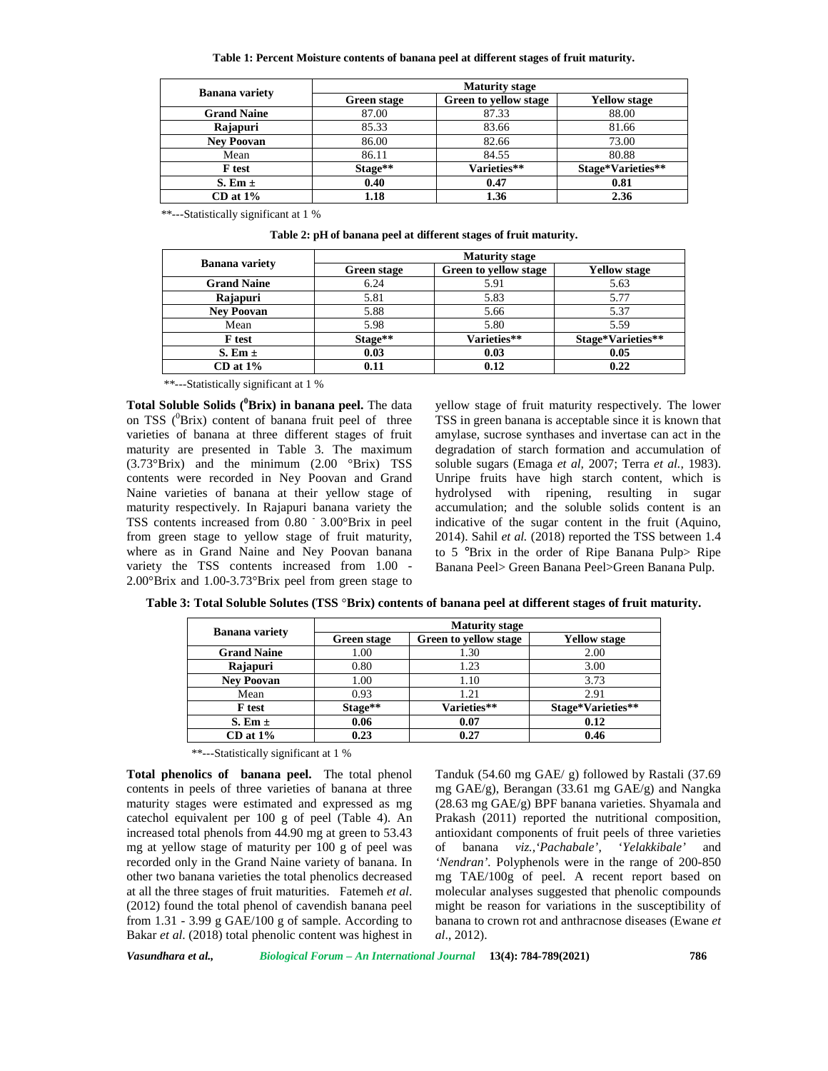**Table 1: Percent Moisture contents of banana peel at different stages of fruit maturity.**

| Banana variety | Maturity stage | | |
|---|---|---|---|
| | Green stage | Green to yellow stage | Yellow stage |
| **Grand Naine** | 87.00 | 87.33 | 88.00 |
| **Rajapuri** | 85.33 | 83.66 | 81.66 |
| **Ney Poovan** | 86.00 | 82.66 | 73.00 |
| Mean | 86.11 | 84.55 | 80.88 |
| **F test** | **Stage**** | **Varieties**** | **Stage*Varieties**** |
| **S. Em ±** | **0.40** | **0.47** | **0.81** |
| **CD at 1%** | **1.18** | **1.36** | **2.36** |

**---Statistically significant at 1 %

**Table 2: pH of banana peel at different stages of fruit maturity.**

| Banana variety | Maturity stage | | |
|---|---|---|---|
| | Green stage | Green to yellow stage | Yellow stage |
| **Grand Naine** | 6.24 | 5.91 | 5.63 |
| **Rajapuri** | 5.81 | 5.83 | 5.77 |
| **Ney Poovan** | 5.88 | 5.66 | 5.37 |
| Mean | 5.98 | 5.80 | 5.59 |
| **F test** | **Stage**** | **Varieties**** | **Stage*Varieties**** |
| **S. Em ±** | **0.03** | **0.03** | **0.05** |
| **CD at 1%** | **0.11** | **0.12** | **0.22** |

**---Statistically significant at 1 %

**Total Soluble Solids ($^0$Brix) in banana peel.** The data on TSS ($^0$Brix) content of banana fruit peel of three varieties of banana at three different stages of fruit maturity are presented in Table 3. The maximum (3.73°Brix) and the minimum (2.00 °Brix) TSS contents were recorded in Ney Poovan and Grand Naine varieties of banana at their yellow stage of maturity respectively. In Rajapuri banana variety the TSS contents increased from 0.80 - 3.00°Brix in peel from green stage to yellow stage of fruit maturity, where as in Grand Naine and Ney Poovan banana variety the TSS contents increased from 1.00 - 2.00°Brix and 1.00-3.73°Brix peel from green stage to yellow stage of fruit maturity respectively. The lower TSS in green banana is acceptable since it is known that amylase, sucrose synthases and invertase can act in the degradation of starch formation and accumulation of soluble sugars (Emaga *et al,* 2007; Terra *et al.,* 1983). Unripe fruits have high starch content, which is hydrolysed with ripening, resulting in sugar accumulation; and the soluble solids content is an indicative of the sugar content in the fruit (Aquino, 2014). Sahil *et al.* (2018) reported the TSS between 1.4 to 5 °Brix in the order of Ripe Banana Pulp> Ripe Banana Peel> Green Banana Peel>Green Banana Pulp.

**Table 3: Total Soluble Solutes (TSS °Brix) contents of banana peel at different stages of fruit maturity.**

| Banana variety | Maturity stage | | |
|---|---|---|---|
| | Green stage | Green to yellow stage | Yellow stage |
| **Grand Naine** | 1.00 | 1.30 | 2.00 |
| **Rajapuri** | 0.80 | 1.23 | 3.00 |
| **Ney Poovan** | 1.00 | 1.10 | 3.73 |
| Mean | 0.93 | 1.21 | 2.91 |
| **F test** | **Stage**** | **Varieties**** | **Stage*Varieties**** |
| **S. Em ±** | **0.06** | **0.07** | **0.12** |
| **CD at 1%** | **0.23** | **0.27** | **0.46** |

**---Statistically significant at 1 %

**Total phenolics of banana peel.** The total phenol contents in peels of three varieties of banana at three maturity stages were estimated and expressed as mg catechol equivalent per 100 g of peel (Table 4). An increased total phenols from 44.90 mg at green to 53.43 mg at yellow stage of maturity per 100 g of peel was recorded only in the Grand Naine variety of banana. In other two banana varieties the total phenolics decreased at all the three stages of fruit maturities. Fatemeh *et al*. (2012) found the total phenol of cavendish banana peel from 1.31 - 3.99 g GAE/100 g of sample. According to Bakar *et al.* (2018) total phenolic content was highest in Tanduk (54.60 mg GAE/ g) followed by Rastali (37.69 mg GAE/g), Berangan (33.61 mg GAE/g) and Nangka (28.63 mg GAE/g) BPF banana varieties. Shyamala and Prakash (2011) reported the nutritional composition, antioxidant components of fruit peels of three varieties of banana *viz.,'Pachabale', 'Yelakkibale'* and *'Nendran'*. Polyphenols were in the range of 200-850 mg TAE/100g of peel. A recent report based on molecular analyses suggested that phenolic compounds might be reason for variations in the susceptibility of banana to crown rot and anthracnose diseases (Ewane *et al*., 2012).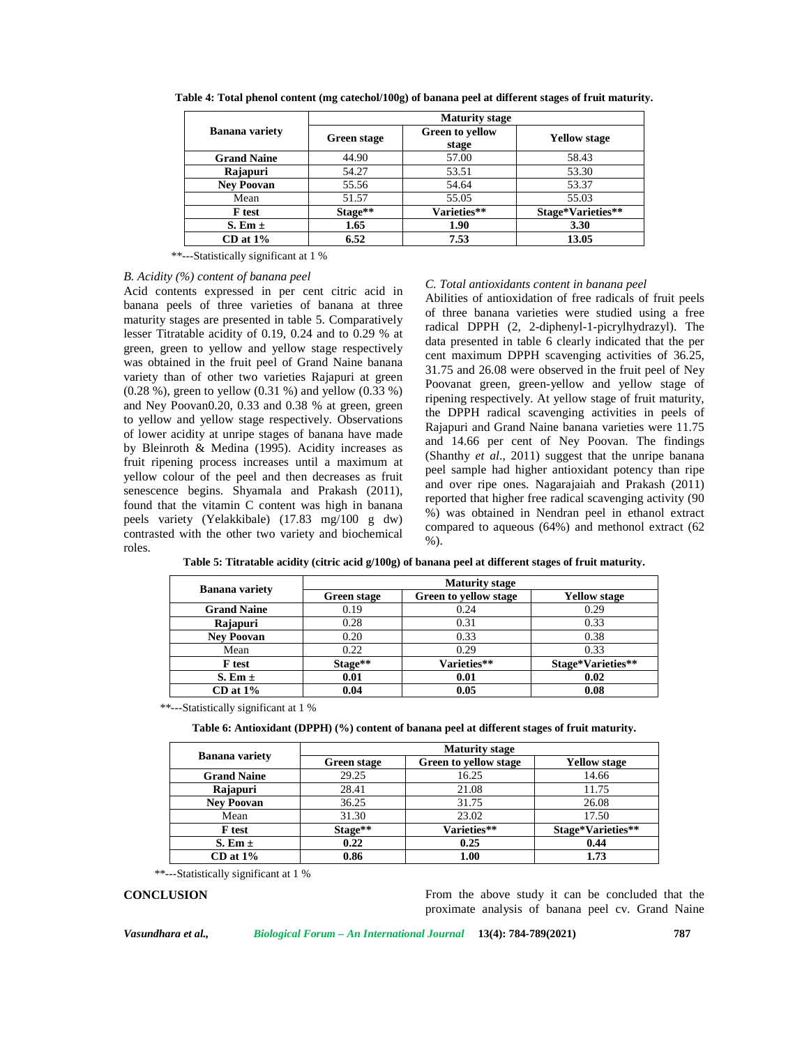**Table 4: Total phenol content (mg catechol/100g) of banana peel at different stages of fruit maturity.**

| Banana variety | Maturity stage | | |
|---|---|---|---|
| | Green stage | Green to yellow stage | Yellow stage |
| **Grand Naine** | 44.90 | 57.00 | 58.43 |
| **Rajapuri** | 54.27 | 53.51 | 53.30 |
| **Ney Poovan** | 55.56 | 54.64 | 53.37 |
| Mean | 51.57 | 55.05 | 55.03 |
| **F test** | **Stage**** | **Varieties**** | **Stage*Varieties**** |
| **S. Em ±** | **1.65** | **1.90** | **3.30** |
| **CD at 1%** | **6.52** | **7.53** | **13.05** |

**---Statistically significant at 1 %

### *B. Acidity (%) content of banana peel*

Acid contents expressed in per cent citric acid in banana peels of three varieties of banana at three maturity stages are presented in table 5. Comparatively lesser Titratable acidity of 0.19, 0.24 and to 0.29 % at green, green to yellow and yellow stage respectively was obtained in the fruit peel of Grand Naine banana variety than of other two varieties Rajapuri at green (0.28 %), green to yellow (0.31 %) and yellow (0.33 %) and Ney Poovan0.20, 0.33 and 0.38 % at green, green to yellow and yellow stage respectively. Observations of lower acidity at unripe stages of banana have made by Bleinroth & Medina (1995). Acidity increases as fruit ripening process increases until a maximum at yellow colour of the peel and then decreases as fruit senescence begins. Shyamala and Prakash (2011), found that the vitamin C content was high in banana peels variety (Yelakkibale) (17.83 mg/100 g dw) contrasted with the other two variety and biochemical roles.

### *C. Total antioxidants content in banana peel*

Abilities of antioxidation of free radicals of fruit peels of three banana varieties were studied using a free radical DPPH (2, 2-diphenyl-1-picrylhydrazyl). The data presented in table 6 clearly indicated that the per cent maximum DPPH scavenging activities of 36.25, 31.75 and 26.08 were observed in the fruit peel of Ney Poovanat green, green-yellow and yellow stage of ripening respectively. At yellow stage of fruit maturity, the DPPH radical scavenging activities in peels of Rajapuri and Grand Naine banana varieties were 11.75 and 14.66 per cent of Ney Poovan. The findings (Shanthy *et al.*, 2011) suggest that the unripe banana peel sample had higher antioxidant potency than ripe and over ripe ones. Nagarajaiah and Prakash (2011) reported that higher free radical scavenging activity (90 %) was obtained in Nendran peel in ethanol extract compared to aqueous (64%) and methonol extract (62 %).

**Table 5: Titratable acidity (citric acid g/100g) of banana peel at different stages of fruit maturity.**

| Banana variety | Maturity stage | | |
|---|---|---|---|
| | Green stage | Green to yellow stage | Yellow stage |
| **Grand Naine** | 0.19 | 0.24 | 0.29 |
| **Rajapuri** | 0.28 | 0.31 | 0.33 |
| **Ney Poovan** | 0.20 | 0.33 | 0.38 |
| Mean | 0.22 | 0.29 | 0.33 |
| **F test** | **Stage**** | **Varieties**** | **Stage*Varieties**** |
| **S. Em ±** | **0.01** | **0.01** | **0.02** |
| **CD at 1%** | **0.04** | **0.05** | **0.08** |

**---Statistically significant at 1 %

**Table 6: Antioxidant (DPPH) (%) content of banana peel at different stages of fruit maturity.**

| Banana variety | Maturity stage | | |
|---|---|---|---|
| | Green stage | Green to yellow stage | Yellow stage |
| **Grand Naine** | 29.25 | 16.25 | 14.66 |
| **Rajapuri** | 28.41 | 21.08 | 11.75 |
| **Ney Poovan** | 36.25 | 31.75 | 26.08 |
| Mean | 31.30 | 23.02 | 17.50 |
| **F test** | **Stage**** | **Varieties**** | **Stage*Varieties**** |
| **S. Em ±** | **0.22** | **0.25** | **0.44** |
| **CD at 1%** | **0.86** | **1.00** | **1.73** |

**---Statistically significant at 1 %

## CONCLUSION

From the above study it can be concluded that the proximate analysis of banana peel cv. Grand Naine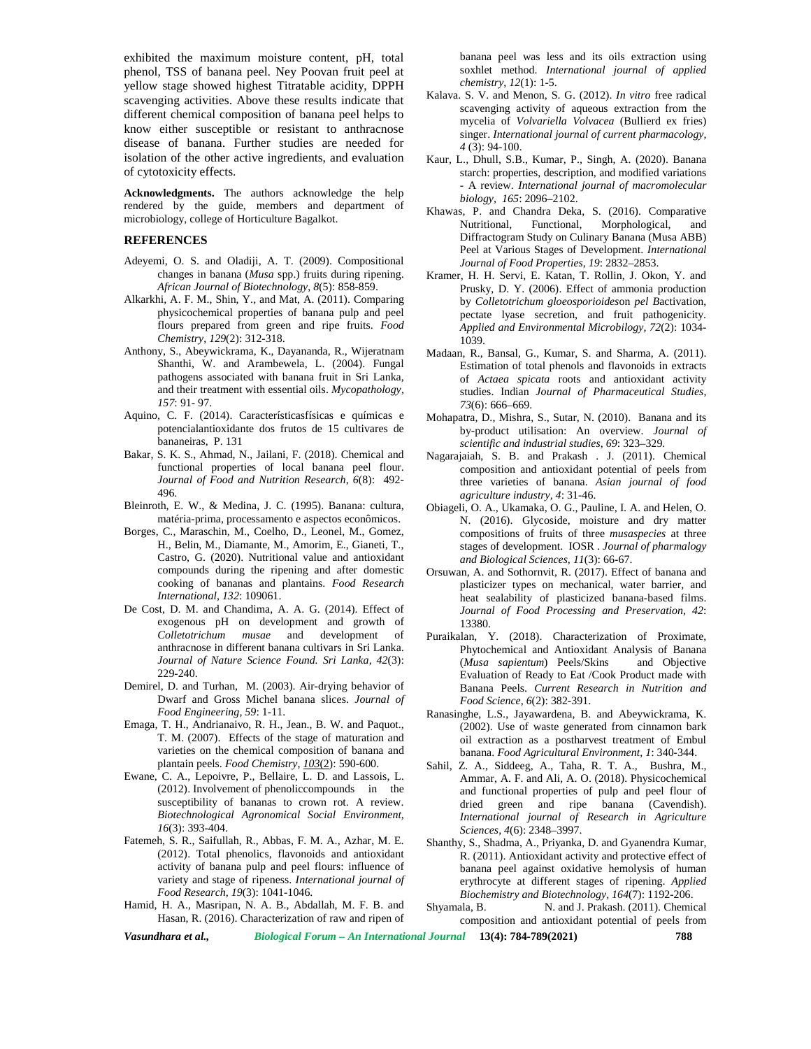exhibited the maximum moisture content, pH, total phenol, TSS of banana peel. Ney Poovan fruit peel at yellow stage showed highest Titratable acidity, DPPH scavenging activities. Above these results indicate that different chemical composition of banana peel helps to know either susceptible or resistant to anthracnose disease of banana. Further studies are needed for isolation of the other active ingredients, and evaluation of cytotoxicity effects.

**Acknowledgments.** The authors acknowledge the help rendered by the guide, members and department of microbiology, college of Horticulture Bagalkot.

## REFERENCES

Adeyemi, O. S. and Oladiji, A. T. (2009). Compositional changes in banana (*Musa* spp.) fruits during ripening. *African Journal of Biotechnology*, *8*(5): 858-859.

Alkarkhi, A. F. M., Shin, Y., and Mat, A. (2011). Comparing physicochemical properties of banana pulp and peel flours prepared from green and ripe fruits. *Food Chemistry*, *129*(2): 312-318.

Anthony, S., Abeywickrama, K., Dayananda, R., Wijeratnam Shanthi, W. and Arambewela, L. (2004). Fungal pathogens associated with banana fruit in Sri Lanka, and their treatment with essential oils. *Mycopathology*, *157*: 91- 97.

Aquino, C. F. (2014). Característicasfísicas e químicas e potencialantioxidante dos frutos de 15 cultivares de bananeiras, P. 131

Bakar, S. K. S., Ahmad, N., Jailani, F. (2018). Chemical and functional properties of local banana peel flour. *Journal of Food and Nutrition Research*, *6*(8): 492-496.

Bleinroth, E. W., & Medina, J. C. (1995). Banana: cultura, matéria-prima, processamento e aspectos econômicos.

Borges, C., Maraschin, M., Coelho, D., Leonel, M., Gomez, H., Belin, M., Diamante, M., Amorim, E., Gianeti, T., Castro, G. (2020). Nutritional value and antioxidant compounds during the ripening and after domestic cooking of bananas and plantains. *Food Research International*, *132*: 109061.

De Cost, D. M. and Chandima, A. A. G. (2014). Effect of exogenous pH on development and growth of *Colletotrichum musae* and development of anthracnose in different banana cultivars in Sri Lanka. *Journal of Nature Science Found. Sri Lanka*, *42*(3): 229-240.

Demirel, D. and Turhan, M. (2003). Air-drying behavior of Dwarf and Gross Michel banana slices. *Journal of Food Engineering*, *59*: 1-11.

Emaga, T. H., Andrianaivo, R. H., Jean., B. W. and Paquot., T. M. (2007). Effects of the stage of maturation and varieties on the chemical composition of banana and plantain peels. *Food Chemistry*, *103*(2): 590-600.

Ewane, C. A., Lepoivre, P., Bellaire, L. D. and Lassois, L. (2012). Involvement of phenoliccompounds in the susceptibility of bananas to crown rot. A review. *Biotechnological Agronomical Social Environment*, *16*(3): 393-404.

Fatemeh, S. R., Saifullah, R., Abbas, F. M. A., Azhar, M. E. (2012). Total phenolics, flavonoids and antioxidant activity of banana pulp and peel flours: influence of variety and stage of ripeness. *International journal of Food Research*, *19*(3): 1041-1046.

Hamid, H. A., Masripan, N. A. B., Abdallah, M. F. B. and Hasan, R. (2016). Characterization of raw and ripen of banana peel was less and its oils extraction using soxhlet method. *International journal of applied chemistry*, *12*(1): 1-5.

Kalava. S. V. and Menon, S. G. (2012). *In vitro* free radical scavenging activity of aqueous extraction from the mycelia of *Volvariella Volvacea* (Bullierd ex fries) singer. *International journal of current pharmacology*, *4* (3): 94-100.

Kaur, L., Dhull, S.B., Kumar, P., Singh, A. (2020). Banana starch: properties, description, and modified variations - A review. *International journal of macromolecular biology*, *165*: 2096–2102.

Khawas, P. and Chandra Deka, S. (2016). Comparative Nutritional, Functional, Morphological, and Diffractogram Study on Culinary Banana (Musa ABB) Peel at Various Stages of Development. *International Journal of Food Properties*, *19*: 2832–2853.

Kramer, H. H. Servi, E. Katan, T. Rollin, J. Okon, Y. and Prusky, D. Y. (2006). Effect of ammonia production by *Colletotrichum gloeosporioides*on *pel B*activation, pectate lyase secretion, and fruit pathogenicity. *Applied and Environmental Microbilogy*, *72*(2): 1034-1039.

Madaan, R., Bansal, G., Kumar, S. and Sharma, A. (2011). Estimation of total phenols and flavonoids in extracts of *Actaea spicata* roots and antioxidant activity studies. Indian *Journal of Pharmaceutical Studies*, *73*(6): 666–669.

Mohapatra, D., Mishra, S., Sutar, N. (2010). Banana and its by-product utilisation: An overview. *Journal of scientific and industrial studies*, *69*: 323–329.

Nagarajaiah, S. B. and Prakash . J. (2011). Chemical composition and antioxidant potential of peels from three varieties of banana. *Asian journal of food agriculture industry*, *4*: 31-46.

Obiageli, O. A., Ukamaka, O. G., Pauline, I. A. and Helen, O. N. (2016). Glycoside, moisture and dry matter compositions of fruits of three *musaspecies* at three stages of development. IOSR . *Journal of pharmalogy and Biological Sciences*, *11*(3): 66-67.

Orsuwan, A. and Sothornvit, R. (2017). Effect of banana and plasticizer types on mechanical, water barrier, and heat sealability of plasticized banana-based films. *Journal of Food Processing and Preservation*, *42*: 13380.

Puraikalan, Y. (2018). Characterization of Proximate, Phytochemical and Antioxidant Analysis of Banana (*Musa sapientum*) Peels/Skins and Objective Evaluation of Ready to Eat /Cook Product made with Banana Peels. *Current Research in Nutrition and Food Science*, *6*(2): 382-391.

Ranasinghe, L.S., Jayawardena, B. and Abeywickrama, K. (2002). Use of waste generated from cinnamon bark oil extraction as a postharvest treatment of Embul banana. *Food Agricultural Environment*, *1*: 340-344.

Sahil, Z. A., Siddeeg, A., Taha, R. T. A., Bushra, M., Ammar, A. F. and Ali, A. O. (2018). Physicochemical and functional properties of pulp and peel flour of dried green and ripe banana (Cavendish). *International journal of Research in Agriculture Sciences*, *4*(6): 2348–3997.

Shanthy, S., Shadma, A., Priyanka, D. and Gyanendra Kumar, R. (2011). Antioxidant activity and protective effect of banana peel against oxidative hemolysis of human erythrocyte at different stages of ripening. *Applied Biochemistry and Biotechnology*, *164*(7): 1192-206.

Shyamala, B. N. and J. Prakash. (2011). Chemical composition and antioxidant potential of peels from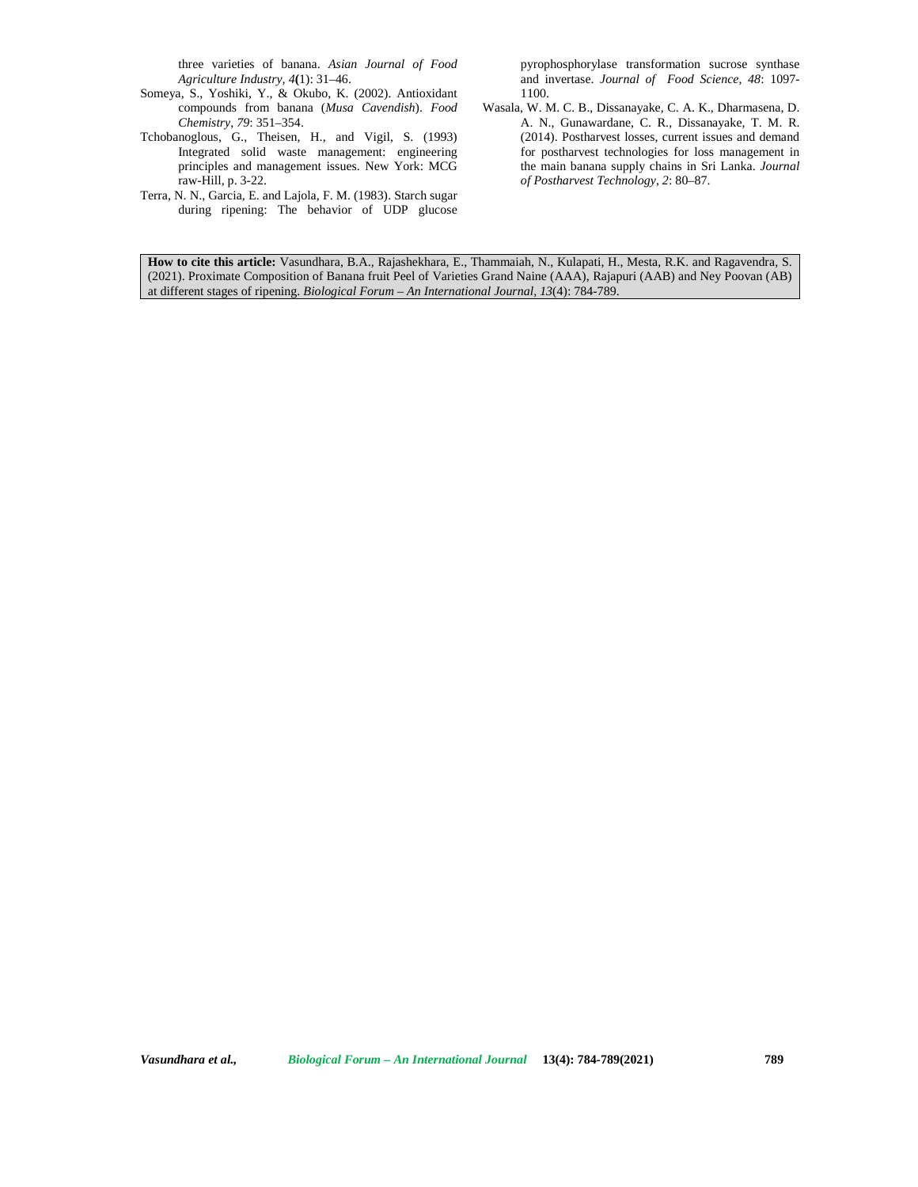three varieties of banana. *Asian Journal of Food Agriculture Industry*, *4*(1): 31–46.

Someya, S., Yoshiki, Y., & Okubo, K. (2002). Antioxidant compounds from banana (*Musa Cavendish*). *Food Chemistry*, *79*: 351–354.

Tchobanoglous, G., Theisen, H., and Vigil, S. (1993) Integrated solid waste management: engineering principles and management issues. New York: MCG raw-Hill, p. 3-22.

Terra, N. N., Garcia, E. and Lajola, F. M. (1983). Starch sugar during ripening: The behavior of UDP glucose pyrophosphorylase transformation sucrose synthase and invertase. *Journal of Food Science*, *48*: 1097-1100.

Wasala, W. M. C. B., Dissanayake, C. A. K., Dharmasena, D. A. N., Gunawardane, C. R., Dissanayake, T. M. R. (2014). Postharvest losses, current issues and demand for postharvest technologies for loss management in the main banana supply chains in Sri Lanka. *Journal of Postharvest Technology*, *2*: 80–87.

**How to cite this article:** Vasundhara, B.A., Rajashekhara, E., Thammaiah, N., Kulapati, H., Mesta, R.K. and Ragavendra, S. (2021). Proximate Composition of Banana fruit Peel of Varieties Grand Naine (AAA), Rajapuri (AAB) and Ney Poovan (AB) at different stages of ripening. *Biological Forum – An International Journal*, *13*(4): 784-789.